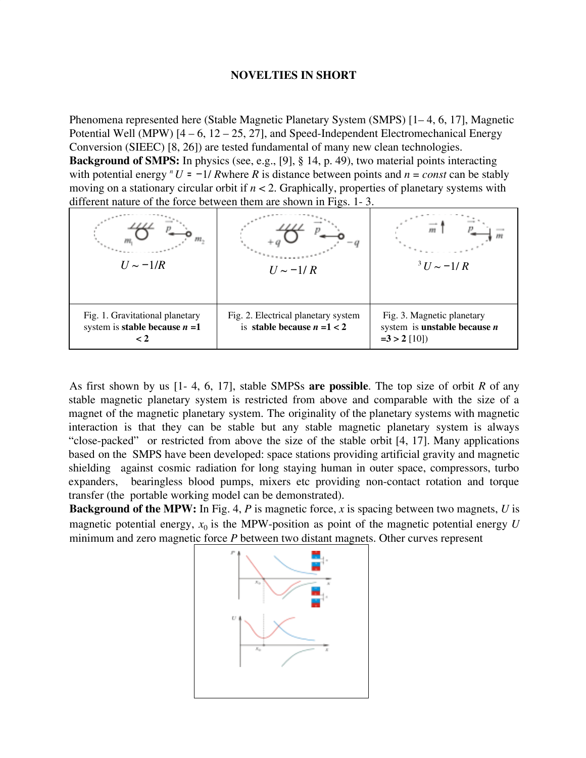## NOVELTIES IN SHORT

Phenomena represented here (Stable Magnetic Planetary System (SMPS) [1– 4, 6, 17], Magnetic Potential Well (MPW) [4 – 6, 12 – 25, 27], and Speed-Independent Electromechanical Energy Conversion (SIEEC) [8, 26]) are tested fundamental of many new clean technologies.

**Background of SMPS:** In physics (see, e.g., [9], § 14, p. 49), two material points interacting with potential energy $U = -1/R^n$ where $R$ is distance between points and $n = const$ can be stably moving on a stationary circular orbit if $n < 2$. Graphically, properties of planetary systems with different nature of the force between them are shown in Figs. 1- 3.

| $U \sim -1/R$ | $U \sim -1/R$ | $U \sim -1/R^3$ |
|---|---|---|
| Fig. 1. Gravitational planetary system is **stable because $n = 1 < 2$** | Fig. 2. Electrical planetary system is **stable because $n = 1 < 2$** | Fig. 3. Magnetic planetary system is **unstable because $n = 3 > 2$** [10]) |

As first shown by us [1- 4, 6, 17], stable SMPSs **are possible**. The top size of orbit $R$ of any stable magnetic planetary system is restricted from above and comparable with the size of a magnet of the magnetic planetary system. The originality of the planetary systems with magnetic interaction is that they can be stable but any stable magnetic planetary system is always "close-packed" or restricted from above the size of the stable orbit [4, 17]. Many applications based on the SMPS have been developed: space stations providing artificial gravity and magnetic shielding against cosmic radiation for long staying human in outer space, compressors, turbo expanders, bearingless blood pumps, mixers etc providing non-contact rotation and torque transfer (the portable working model can be demonstrated).

**Background of the MPW:** In Fig. 4, $P$ is magnetic force, $x$ is spacing between two magnets, $U$ is magnetic potential energy, $x_0$ is the MPW-position as point of the magnetic potential energy $U$ minimum and zero magnetic force $P$ between two distant magnets. Other curves represent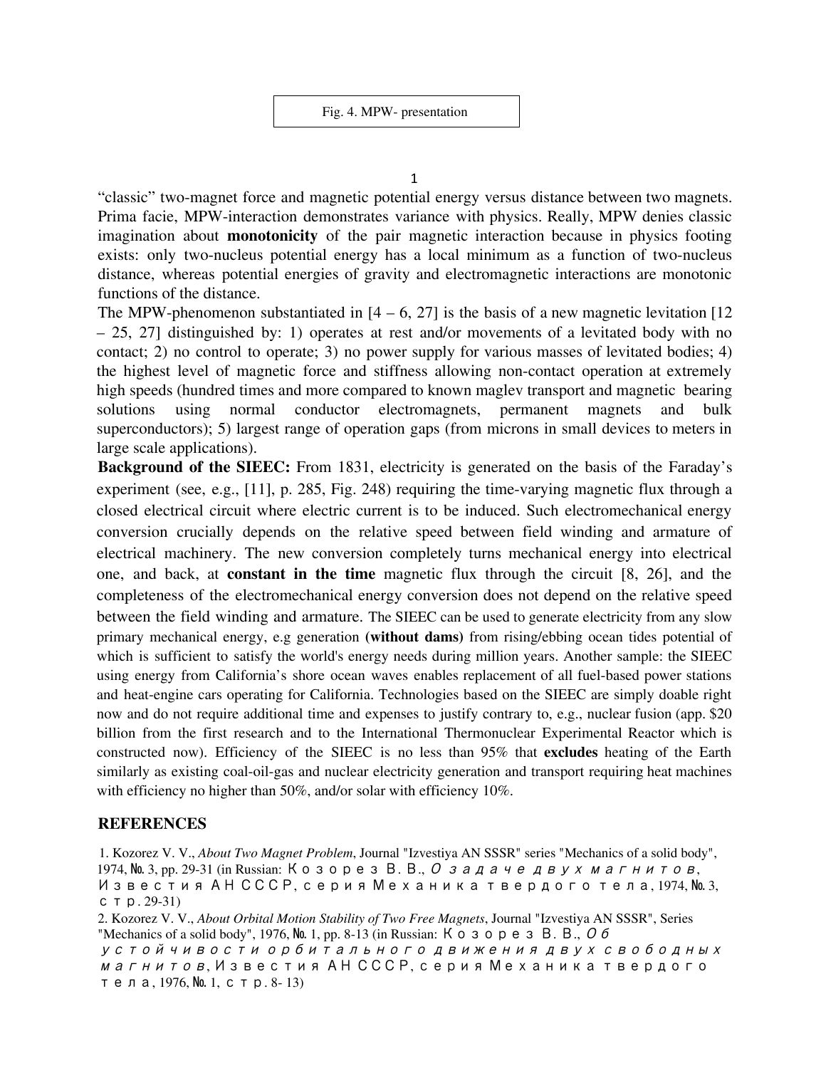Fig. 4. MPW- presentation

"classic" two-magnet force and magnetic potential energy versus distance between two magnets. Prima facie, MPW-interaction demonstrates variance with physics. Really, MPW denies classic imagination about **monotonicity** of the pair magnetic interaction because in physics footing exists: only two-nucleus potential energy has a local minimum as a function of two-nucleus distance, whereas potential energies of gravity and electromagnetic interactions are monotonic functions of the distance.

The MPW-phenomenon substantiated in [4 – 6, 27] is the basis of a new magnetic levitation [12 – 25, 27] distinguished by: 1) operates at rest and/or movements of a levitated body with no contact; 2) no control to operate; 3) no power supply for various masses of levitated bodies; 4) the highest level of magnetic force and stiffness allowing non-contact operation at extremely high speeds (hundred times and more compared to known maglev transport and magnetic bearing solutions using normal conductor electromagnets, permanent magnets and bulk superconductors); 5) largest range of operation gaps (from microns in small devices to meters in large scale applications).

**Background of the SIEEC:** From 1831, electricity is generated on the basis of the Faraday's experiment (see, e.g., [11], p. 285, Fig. 248) requiring the time-varying magnetic flux through a closed electrical circuit where electric current is to be induced. Such electromechanical energy conversion crucially depends on the relative speed between field winding and armature of electrical machinery. The new conversion completely turns mechanical energy into electrical one, and back, at **constant in the time** magnetic flux through the circuit [8, 26], and the completeness of the electromechanical energy conversion does not depend on the relative speed between the field winding and armature. The SIEEC can be used to generate electricity from any slow primary mechanical energy, e.g generation **(without dams)** from rising/ebbing ocean tides potential of which is sufficient to satisfy the world's energy needs during million years. Another sample: the SIEEC using energy from California's shore ocean waves enables replacement of all fuel-based power stations and heat-engine cars operating for California. Technologies based on the SIEEC are simply doable right now and do not require additional time and expenses to justify contrary to, e.g., nuclear fusion (app. $20 billion from the first research and to the International Thermonuclear Experimental Reactor which is constructed now). Efficiency of the SIEEC is no less than 95% that **excludes** heating of the Earth similarly as existing coal-oil-gas and nuclear electricity generation and transport requiring heat machines with efficiency no higher than 50%, and/or solar with efficiency 10%.

## REFERENCES

1. Kozorez V. V., *About Two Magnet Problem*, Journal "Izvestiya AN SSSR" series "Mechanics of a solid body", 1974, №. 3, pp. 29-31 (in Russian: Козорез В. В., *О задаче двух магнитов*, Известия АН СССР, серия Механика твердого тела, 1974, №. 3, стр. 29-31)
2. Kozorez V. V., *About Orbital Motion Stability of Two Free Magnets*, Journal "Izvestiya AN SSSR", Series "Mechanics of a solid body", 1976, №. 1, pp. 8-13 (in Russian: Козорез В. В., *Об устойчивости орбитального движения двух свободных магнитов*, Известия АН СССР, серия Механика твердого тела, 1976, №. 1, стр. 8- 13)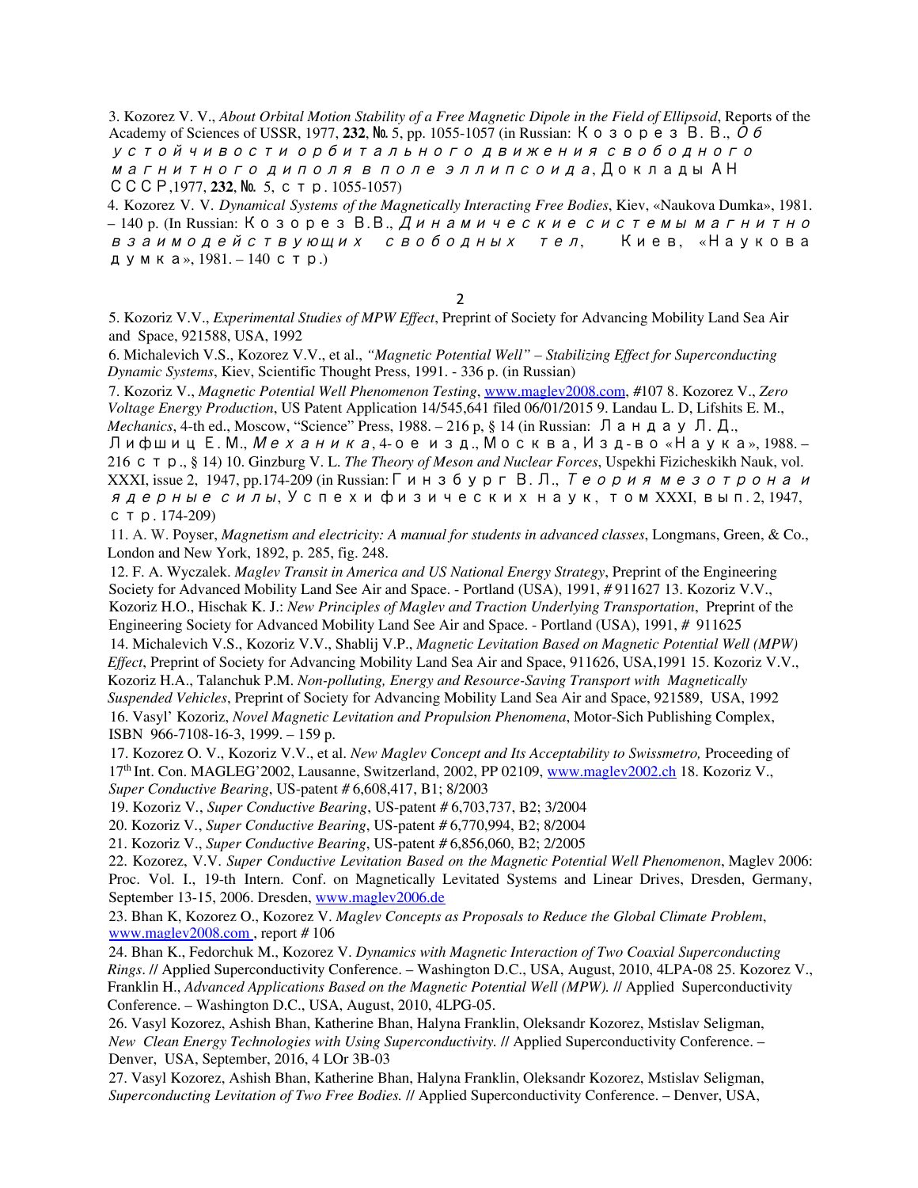3. Kozorez V. V., *About Orbital Motion Stability of a Free Magnetic Dipole in the Field of Ellipsoid*, Reports of the Academy of Sciences of USSR, 1977, **232**, №. 5, pp. 1055-1057 (in Russian: Козорез В. В., *Об устойчивости орбитального движения свободного магнитного диполя в поле эллипсоида*, Доклады АН СССР,1977, **232**, №. 5, стр. 1055-1057)

4. Kozorez V. V. *Dynamical Systems of the Magnetically Interacting Free Bodies*, Kiev, «Naukova Dumka», 1981. – 140 p. (In Russian: Козорез В.В., *Динамические системы магнитно взаимодействующих свободных тел*, Киев, «Наукова думка», 1981. – 140 стр.)

5. Kozoriz V.V., *Experimental Studies of MPW Effect*, Preprint of Society for Advancing Mobility Land Sea Air and Space, 921588, USA, 1992

6. Michalevich V.S., Kozorez V.V., et al., *"Magnetic Potential Well" – Stabilizing Effect for Superconducting Dynamic Systems*, Kiev, Scientific Thought Press, 1991. - 336 p. (in Russian)

7. Kozoriz V., *Magnetic Potential Well Phenomenon Testing*, www.maglev2008.com, #107 8. Kozorez V., *Zero Voltage Energy Production*, US Patent Application 14/545,641 filed 06/01/2015 9. Landau L. D, Lifshits E. M., *Mechanics*, 4-th ed., Moscow, "Science" Press, 1988. – 216 p, § 14 (in Russian: Ландау Л. Д., Лифшиц Е. М., *Механика*, 4-ое изд., Москва, Изд-во «Наука», 1988. – 216 стр., § 14) 10. Ginzburg V. L. *The Theory of Meson and Nuclear Forces*, Uspekhi Fizicheskikh Nauk, vol. XXXI, issue 2, 1947, pp.174-209 (in Russian: Гинзбург В. Л., *Теория мезотрона и ядерные силы*, Успехи физических наук, том XXXI, вып. 2, 1947, стр. 174-209)

11. A. W. Poyser, *Magnetism and electricity: A manual for students in advanced classes*, Longmans, Green, & Co., London and New York, 1892, p. 285, fig. 248.

12. F. A. Wyczalek. *Maglev Transit in America and US National Energy Strategy*, Preprint of the Engineering Society for Advanced Mobility Land See Air and Space. - Portland (USA), 1991, # 911627 13. Kozoriz V.V., Kozoriz H.O., Hischak K. J.: *New Principles of Maglev and Traction Underlying Transportation*, Preprint of the Engineering Society for Advanced Mobility Land See Air and Space. - Portland (USA), 1991, # 911625

14. Michalevich V.S., Kozoriz V.V., Shablij V.P., *Magnetic Levitation Based on Magnetic Potential Well (MPW) Effect*, Preprint of Society for Advancing Mobility Land Sea Air and Space, 911626, USA,1991 15. Kozoriz V.V., Kozoriz H.A., Talanchuk P.M. *Non-polluting, Energy and Resource-Saving Transport with Magnetically Suspended Vehicles*, Preprint of Society for Advancing Mobility Land Sea Air and Space, 921589, USA, 1992

16. Vasyl' Kozoriz, *Novel Magnetic Levitation and Propulsion Phenomena*, Motor-Sich Publishing Complex, ISBN 966-7108-16-3, 1999. – 159 p.

17. Kozorez O. V., Kozoriz V.V., et al. *New Maglev Concept and Its Acceptability to Swissmetro,* Proceeding of 17th Int. Con. MAGLEG'2002, Lausanne, Switzerland, 2002, PP 02109, www.maglev2002.ch 18. Kozoriz V., *Super Conductive Bearing*, US-patent # 6,608,417, B1; 8/2003

19. Kozoriz V., *Super Conductive Bearing*, US-patent # 6,703,737, B2; 3/2004

20. Kozoriz V., *Super Conductive Bearing*, US-patent # 6,770,994, B2; 8/2004

21. Kozoriz V., *Super Conductive Bearing*, US-patent # 6,856,060, B2; 2/2005

22. Kozorez, V.V. *Super Conductive Levitation Based on the Magnetic Potential Well Phenomenon*, Maglev 2006: Proc. Vol. I., 19-th Intern. Conf. on Magnetically Levitated Systems and Linear Drives, Dresden, Germany, September 13-15, 2006. Dresden, www.maglev2006.de

23. Bhan K, Kozorez O., Kozorez V. *Maglev Concepts as Proposals to Reduce the Global Climate Problem*, www.maglev2008.com , report # 106

24. Bhan K., Fedorchuk M., Kozorez V. *Dynamics with Magnetic Interaction of Two Coaxial Superconducting Rings*. // Applied Superconductivity Conference. – Washington D.C., USA, August, 2010, 4LPA-08 25. Kozorez V., Franklin H., *Advanced Applications Based on the Magnetic Potential Well (MPW).* // Applied Superconductivity Conference. – Washington D.C., USA, August, 2010, 4LPG-05.

26. Vasyl Kozorez, Ashish Bhan, Katherine Bhan, Halyna Franklin, Oleksandr Kozorez, Mstislav Seligman, *New Clean Energy Technologies with Using Superconductivity.* // Applied Superconductivity Conference. – Denver, USA, September, 2016, 4 LOr 3B-03

27. Vasyl Kozorez, Ashish Bhan, Katherine Bhan, Halyna Franklin, Oleksandr Kozorez, Mstislav Seligman, *Superconducting Levitation of Two Free Bodies.* // Applied Superconductivity Conference. – Denver, USA,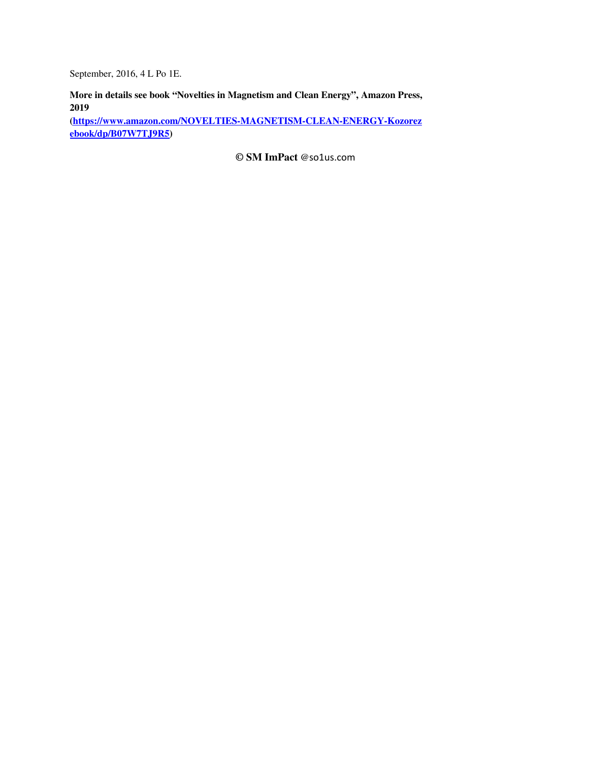September, 2016, 4 L Po 1E.

**More in details see book "Novelties in Magnetism and Clean Energy", Amazon Press, 2019 ([https://www.amazon.com/NOVELTIES-MAGNETISM-CLEAN-ENERGY-Kozorez ebook/dp/B07W7TJ9R5](https://www.amazon.com/NOVELTIES-MAGNETISM-CLEAN-ENERGY-Kozorez-ebook/dp/B07W7TJ9R5))**

**© SM ImPact** @so1us.com